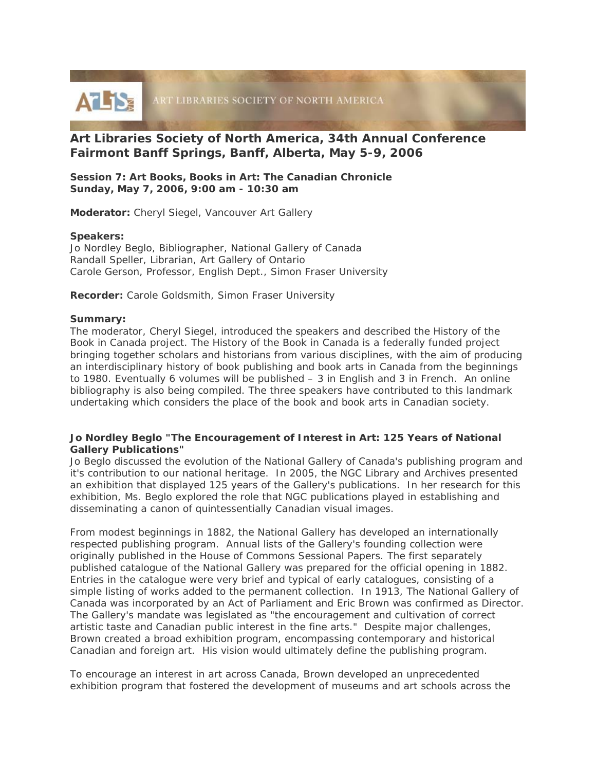ART LIBRARIES SOCIETY OF NORTH AMERICA

# Art Libraries Society of North America, 34th Annual Conference Fairmont Banff Springs, Banff, Alberta, May 5-9, 2006

**Session 7: Art Books, Books in Art: The Canadian Chronicle**
**Sunday, May 7, 2006, 9:00 am - 10:30 am**

**Moderator:** Cheryl Siegel, Vancouver Art Gallery

**Speakers:**
Jo Nordley Beglo, Bibliographer, National Gallery of Canada
Randall Speller, Librarian, Art Gallery of Ontario
Carole Gerson, Professor, English Dept., Simon Fraser University

**Recorder:** Carole Goldsmith, Simon Fraser University

**Summary:**
The moderator, Cheryl Siegel, introduced the speakers and described the History of the Book in Canada project. The History of the Book in Canada is a federally funded project bringing together scholars and historians from various disciplines, with the aim of producing an interdisciplinary history of book publishing and book arts in Canada from the beginnings to 1980. Eventually 6 volumes will be published – 3 in English and 3 in French. An online bibliography is also being compiled. The three speakers have contributed to this landmark undertaking which considers the place of the book and book arts in Canadian society.

**Jo Nordley Beglo "The Encouragement of Interest in Art: 125 Years of National Gallery Publications"**
Jo Beglo discussed the evolution of the National Gallery of Canada's publishing program and it's contribution to our national heritage. In 2005, the NGC Library and Archives presented an exhibition that displayed 125 years of the Gallery's publications. In her research for this exhibition, Ms. Beglo explored the role that NGC publications played in establishing and disseminating a canon of quintessentially Canadian visual images.

From modest beginnings in 1882, the National Gallery has developed an internationally respected publishing program. Annual lists of the Gallery's founding collection were originally published in the House of Commons Sessional Papers. The first separately published catalogue of the National Gallery was prepared for the official opening in 1882. Entries in the catalogue were very brief and typical of early catalogues, consisting of a simple listing of works added to the permanent collection. In 1913, The National Gallery of Canada was incorporated by an Act of Parliament and Eric Brown was confirmed as Director. The Gallery's mandate was legislated as "the encouragement and cultivation of correct artistic taste and Canadian public interest in the fine arts." Despite major challenges, Brown created a broad exhibition program, encompassing contemporary and historical Canadian and foreign art. His vision would ultimately define the publishing program.

To encourage an interest in art across Canada, Brown developed an unprecedented exhibition program that fostered the development of museums and art schools across the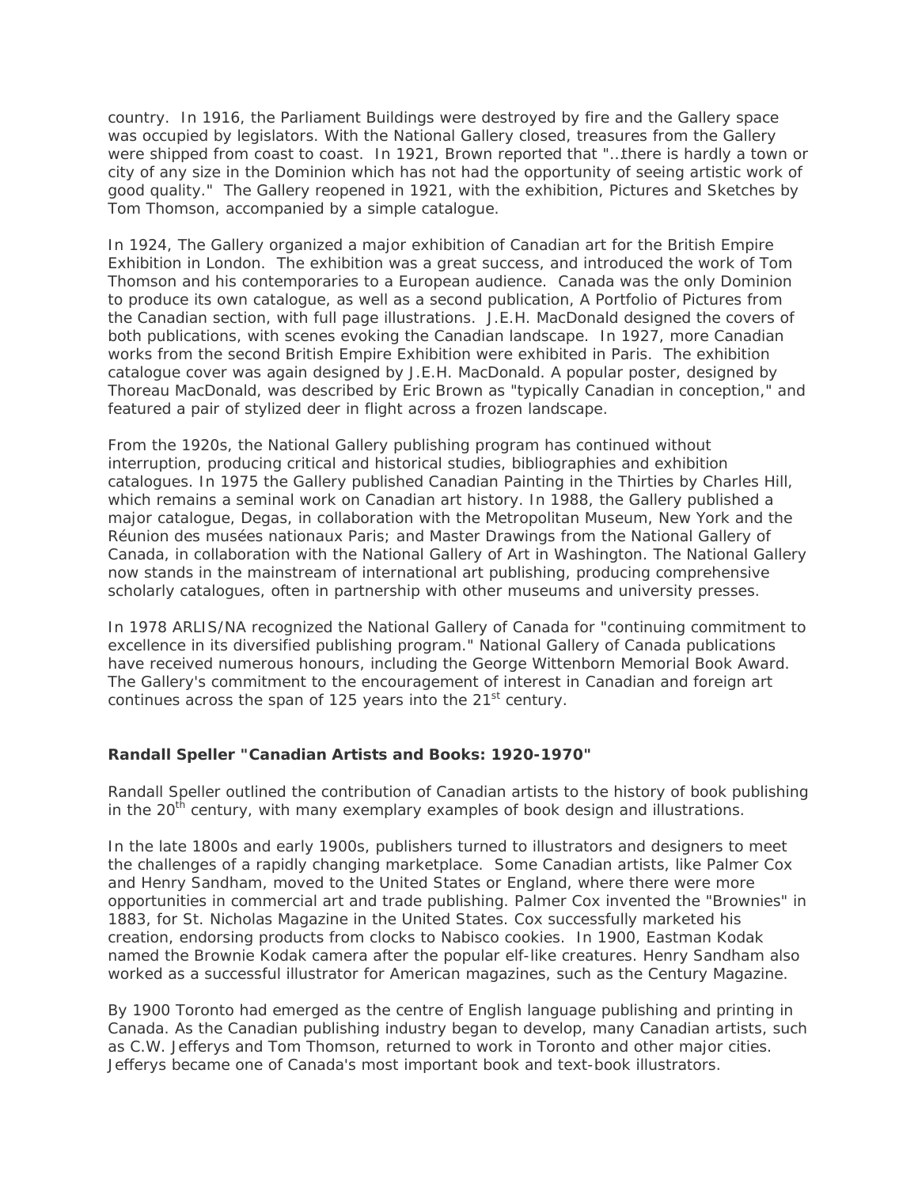country. In 1916, the Parliament Buildings were destroyed by fire and the Gallery space was occupied by legislators. With the National Gallery closed, treasures from the Gallery were shipped from coast to coast. In 1921, Brown reported that "…there is hardly a town or city of any size in the Dominion which has not had the opportunity of seeing artistic work of good quality." The Gallery reopened in 1921, with the exhibition, Pictures and Sketches by Tom Thomson, accompanied by a simple catalogue.

In 1924, The Gallery organized a major exhibition of Canadian art for the British Empire Exhibition in London. The exhibition was a great success, and introduced the work of Tom Thomson and his contemporaries to a European audience. Canada was the only Dominion to produce its own catalogue, as well as a second publication, A Portfolio of Pictures from the Canadian section, with full page illustrations. J.E.H. MacDonald designed the covers of both publications, with scenes evoking the Canadian landscape. In 1927, more Canadian works from the second British Empire Exhibition were exhibited in Paris. The exhibition catalogue cover was again designed by J.E.H. MacDonald. A popular poster, designed by Thoreau MacDonald, was described by Eric Brown as "typically Canadian in conception," and featured a pair of stylized deer in flight across a frozen landscape.

From the 1920s, the National Gallery publishing program has continued without interruption, producing critical and historical studies, bibliographies and exhibition catalogues. In 1975 the Gallery published Canadian Painting in the Thirties by Charles Hill, which remains a seminal work on Canadian art history. In 1988, the Gallery published a major catalogue, Degas, in collaboration with the Metropolitan Museum, New York and the Réunion des musées nationaux Paris; and Master Drawings from the National Gallery of Canada, in collaboration with the National Gallery of Art in Washington. The National Gallery now stands in the mainstream of international art publishing, producing comprehensive scholarly catalogues, often in partnership with other museums and university presses.

In 1978 ARLIS/NA recognized the National Gallery of Canada for "continuing commitment to excellence in its diversified publishing program." National Gallery of Canada publications have received numerous honours, including the George Wittenborn Memorial Book Award. The Gallery's commitment to the encouragement of interest in Canadian and foreign art continues across the span of 125 years into the 21st century.

**Randall Speller "Canadian Artists and Books: 1920-1970"**

Randall Speller outlined the contribution of Canadian artists to the history of book publishing in the 20th century, with many exemplary examples of book design and illustrations.

In the late 1800s and early 1900s, publishers turned to illustrators and designers to meet the challenges of a rapidly changing marketplace. Some Canadian artists, like Palmer Cox and Henry Sandham, moved to the United States or England, where there were more opportunities in commercial art and trade publishing. Palmer Cox invented the "Brownies" in 1883, for St. Nicholas Magazine in the United States. Cox successfully marketed his creation, endorsing products from clocks to Nabisco cookies. In 1900, Eastman Kodak named the Brownie Kodak camera after the popular elf-like creatures. Henry Sandham also worked as a successful illustrator for American magazines, such as the Century Magazine.

By 1900 Toronto had emerged as the centre of English language publishing and printing in Canada. As the Canadian publishing industry began to develop, many Canadian artists, such as C.W. Jefferys and Tom Thomson, returned to work in Toronto and other major cities. Jefferys became one of Canada's most important book and text-book illustrators.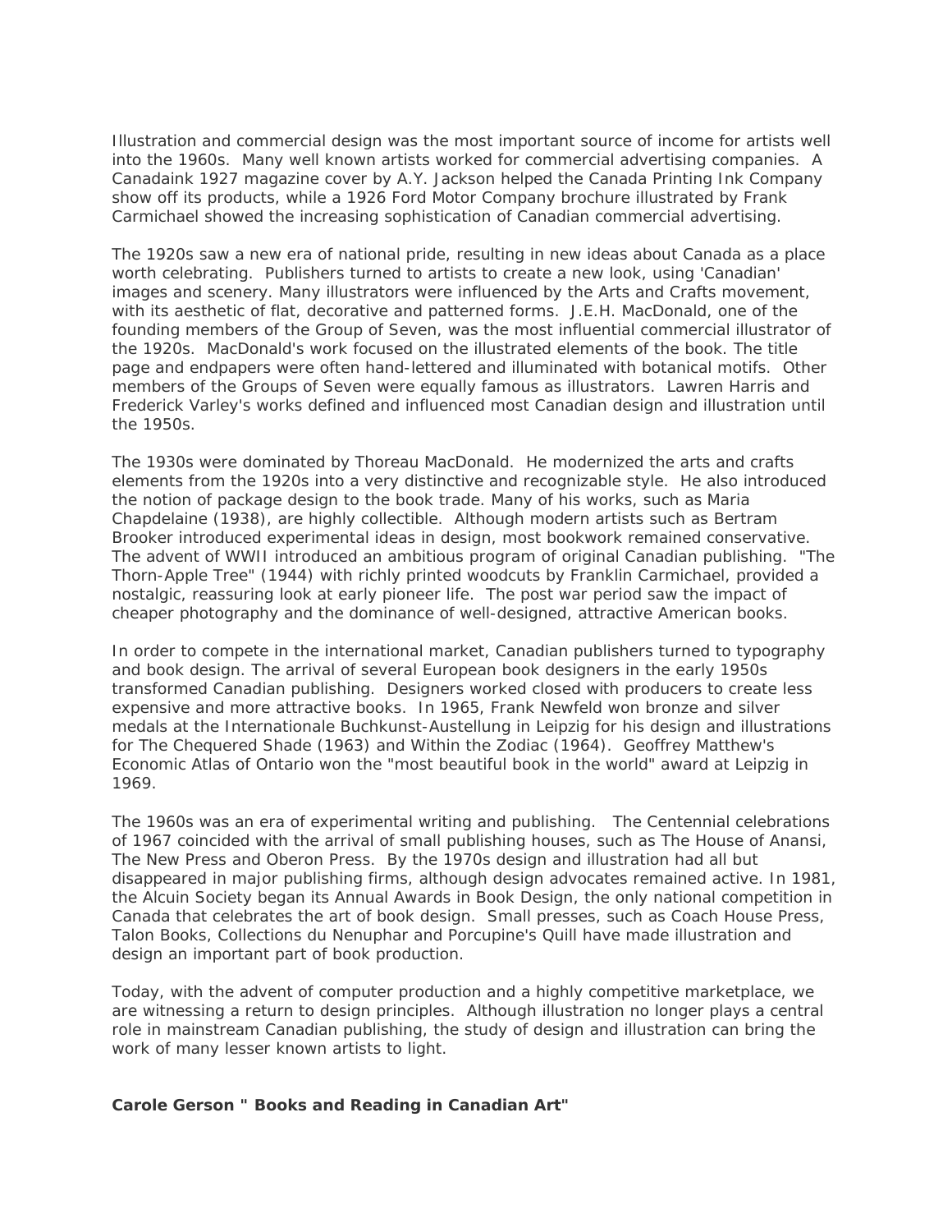Illustration and commercial design was the most important source of income for artists well into the 1960s. Many well known artists worked for commercial advertising companies. A Canadaink 1927 magazine cover by A.Y. Jackson helped the Canada Printing Ink Company show off its products, while a 1926 Ford Motor Company brochure illustrated by Frank Carmichael showed the increasing sophistication of Canadian commercial advertising.

The 1920s saw a new era of national pride, resulting in new ideas about Canada as a place worth celebrating. Publishers turned to artists to create a new look, using 'Canadian' images and scenery. Many illustrators were influenced by the Arts and Crafts movement, with its aesthetic of flat, decorative and patterned forms. J.E.H. MacDonald, one of the founding members of the Group of Seven, was the most influential commercial illustrator of the 1920s. MacDonald's work focused on the illustrated elements of the book. The title page and endpapers were often hand-lettered and illuminated with botanical motifs. Other members of the Groups of Seven were equally famous as illustrators. Lawren Harris and Frederick Varley's works defined and influenced most Canadian design and illustration until the 1950s.

The 1930s were dominated by Thoreau MacDonald. He modernized the arts and crafts elements from the 1920s into a very distinctive and recognizable style. He also introduced the notion of package design to the book trade. Many of his works, such as Maria Chapdelaine (1938), are highly collectible. Although modern artists such as Bertram Brooker introduced experimental ideas in design, most bookwork remained conservative. The advent of WWII introduced an ambitious program of original Canadian publishing. "The Thorn-Apple Tree" (1944) with richly printed woodcuts by Franklin Carmichael, provided a nostalgic, reassuring look at early pioneer life. The post war period saw the impact of cheaper photography and the dominance of well-designed, attractive American books.

In order to compete in the international market, Canadian publishers turned to typography and book design. The arrival of several European book designers in the early 1950s transformed Canadian publishing. Designers worked closed with producers to create less expensive and more attractive books. In 1965, Frank Newfeld won bronze and silver medals at the Internationale Buchkunst-Austellung in Leipzig for his design and illustrations for The Chequered Shade (1963) and Within the Zodiac (1964). Geoffrey Matthew's Economic Atlas of Ontario won the "most beautiful book in the world" award at Leipzig in 1969.

The 1960s was an era of experimental writing and publishing. The Centennial celebrations of 1967 coincided with the arrival of small publishing houses, such as The House of Anansi, The New Press and Oberon Press. By the 1970s design and illustration had all but disappeared in major publishing firms, although design advocates remained active. In 1981, the Alcuin Society began its Annual Awards in Book Design, the only national competition in Canada that celebrates the art of book design. Small presses, such as Coach House Press, Talon Books, Collections du Nenuphar and Porcupine's Quill have made illustration and design an important part of book production.

Today, with the advent of computer production and a highly competitive marketplace, we are witnessing a return to design principles. Although illustration no longer plays a central role in mainstream Canadian publishing, the study of design and illustration can bring the work of many lesser known artists to light.

**Carole Gerson " Books and Reading in Canadian Art"**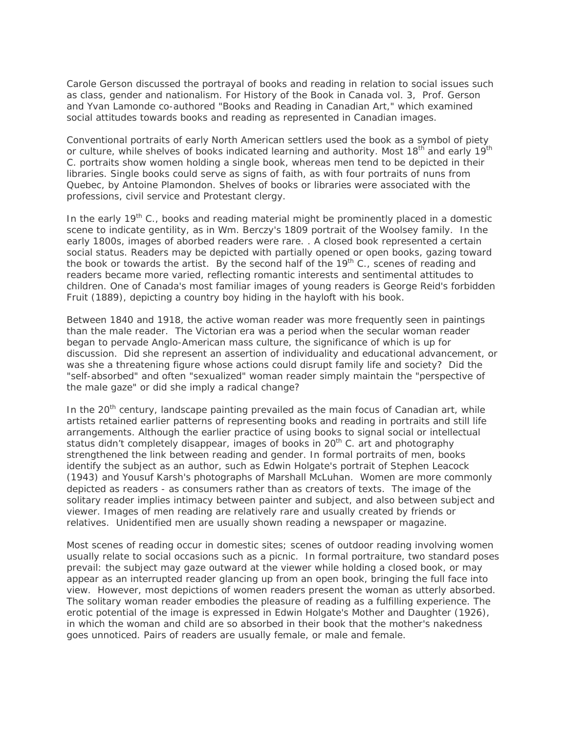Carole Gerson discussed the portrayal of books and reading in relation to social issues such as class, gender and nationalism. For History of the Book in Canada vol. 3, Prof. Gerson and Yvan Lamonde co-authored "Books and Reading in Canadian Art," which examined social attitudes towards books and reading as represented in Canadian images.

Conventional portraits of early North American settlers used the book as a symbol of piety or culture, while shelves of books indicated learning and authority. Most 18th and early 19th C. portraits show women holding a single book, whereas men tend to be depicted in their libraries. Single books could serve as signs of faith, as with four portraits of nuns from Quebec, by Antoine Plamondon. Shelves of books or libraries were associated with the professions, civil service and Protestant clergy.

In the early 19th C., books and reading material might be prominently placed in a domestic scene to indicate gentility, as in Wm. Berczy's 1809 portrait of the Woolsey family. In the early 1800s, images of aborbed readers were rare. . A closed book represented a certain social status. Readers may be depicted with partially opened or open books, gazing toward the book or towards the artist. By the second half of the 19th C., scenes of reading and readers became more varied, reflecting romantic interests and sentimental attitudes to children. One of Canada's most familiar images of young readers is George Reid's forbidden Fruit (1889), depicting a country boy hiding in the hayloft with his book.

Between 1840 and 1918, the active woman reader was more frequently seen in paintings than the male reader. The Victorian era was a period when the secular woman reader began to pervade Anglo-American mass culture, the significance of which is up for discussion. Did she represent an assertion of individuality and educational advancement, or was she a threatening figure whose actions could disrupt family life and society? Did the "self-absorbed" and often "sexualized" woman reader simply maintain the "perspective of the male gaze" or did she imply a radical change?

In the 20th century, landscape painting prevailed as the main focus of Canadian art, while artists retained earlier patterns of representing books and reading in portraits and still life arrangements. Although the earlier practice of using books to signal social or intellectual status didn't completely disappear, images of books in 20th C. art and photography strengthened the link between reading and gender. In formal portraits of men, books identify the subject as an author, such as Edwin Holgate's portrait of Stephen Leacock (1943) and Yousuf Karsh's photographs of Marshall McLuhan. Women are more commonly depicted as readers - as consumers rather than as creators of texts. The image of the solitary reader implies intimacy between painter and subject, and also between subject and viewer. Images of men reading are relatively rare and usually created by friends or relatives. Unidentified men are usually shown reading a newspaper or magazine.

Most scenes of reading occur in domestic sites; scenes of outdoor reading involving women usually relate to social occasions such as a picnic. In formal portraiture, two standard poses prevail: the subject may gaze outward at the viewer while holding a closed book, or may appear as an interrupted reader glancing up from an open book, bringing the full face into view. However, most depictions of women readers present the woman as utterly absorbed. The solitary woman reader embodies the pleasure of reading as a fulfilling experience. The erotic potential of the image is expressed in Edwin Holgate's Mother and Daughter (1926), in which the woman and child are so absorbed in their book that the mother's nakedness goes unnoticed. Pairs of readers are usually female, or male and female.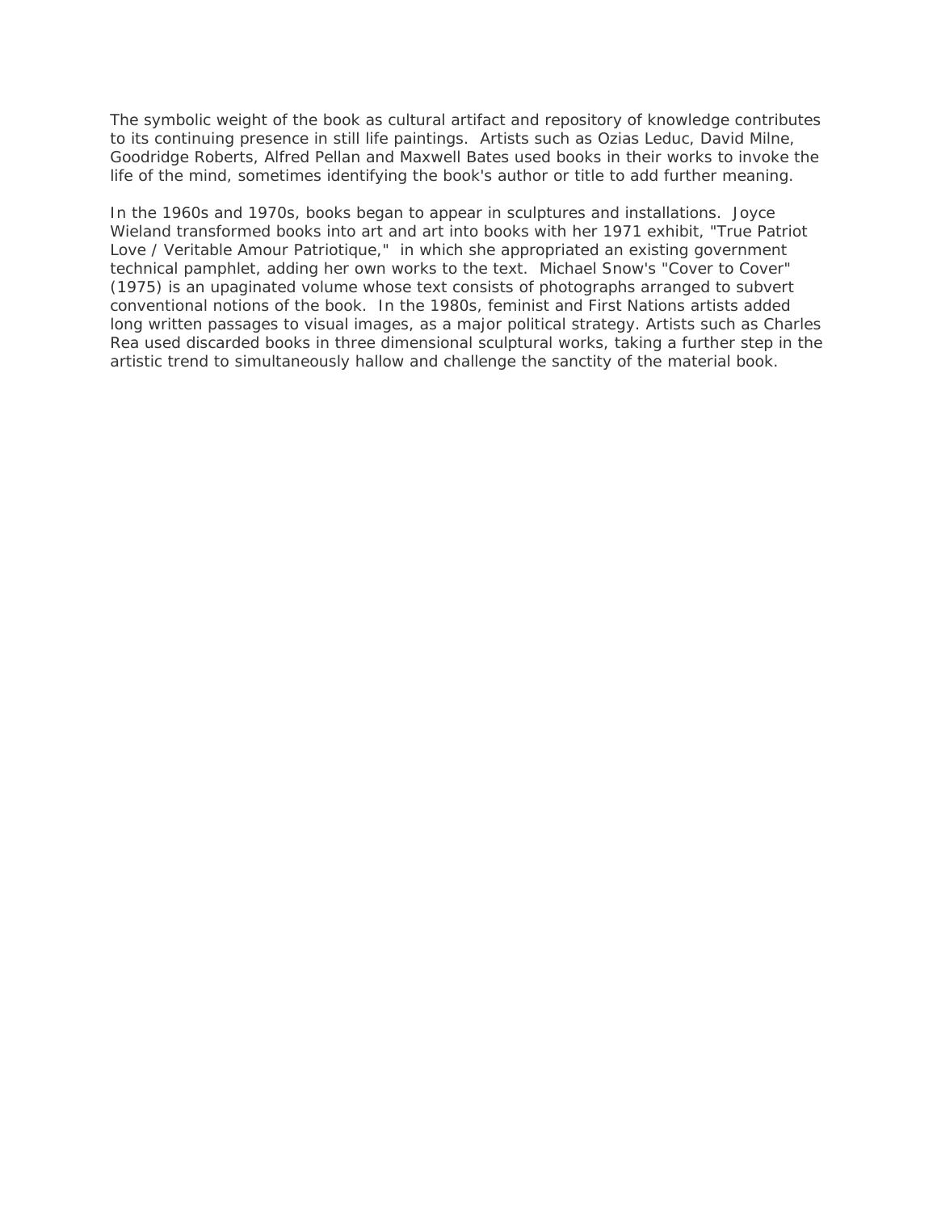The symbolic weight of the book as cultural artifact and repository of knowledge contributes to its continuing presence in still life paintings. Artists such as Ozias Leduc, David Milne, Goodridge Roberts, Alfred Pellan and Maxwell Bates used books in their works to invoke the life of the mind, sometimes identifying the book's author or title to add further meaning.

In the 1960s and 1970s, books began to appear in sculptures and installations. Joyce Wieland transformed books into art and art into books with her 1971 exhibit, "True Patriot Love / Veritable Amour Patriotique," in which she appropriated an existing government technical pamphlet, adding her own works to the text. Michael Snow's "Cover to Cover" (1975) is an upaginated volume whose text consists of photographs arranged to subvert conventional notions of the book. In the 1980s, feminist and First Nations artists added long written passages to visual images, as a major political strategy. Artists such as Charles Rea used discarded books in three dimensional sculptural works, taking a further step in the artistic trend to simultaneously hallow and challenge the sanctity of the material book.